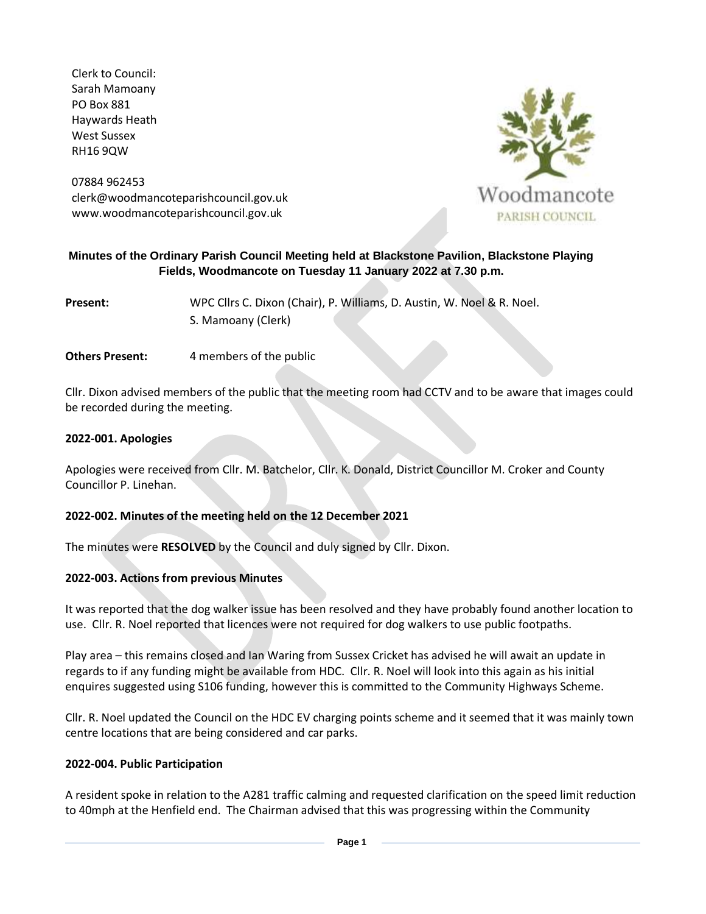Clerk to Council:
Sarah Mamoany
PO Box 881
Haywards Heath
West Sussex
RH16 9QW

07884 962453
clerk@woodmancoteparishcouncil.gov.uk
www.woodmancoteparishcouncil.gov.uk

Woodmancote
PARISH COUNCIL

**Minutes of the Ordinary Parish Council Meeting held at Blackstone Pavilion, Blackstone Playing Fields, Woodmancote on Tuesday 11 January 2022 at 7.30 p.m.**

**Present:** WPC Cllrs C. Dixon (Chair), P. Williams, D. Austin, W. Noel & R. Noel.
S. Mamoany (Clerk)

**Others Present:** 4 members of the public

Cllr. Dixon advised members of the public that the meeting room had CCTV and to be aware that images could be recorded during the meeting.

**2022-001. Apologies**

Apologies were received from Cllr. M. Batchelor, Cllr. K. Donald, District Councillor M. Croker and County Councillor P. Linehan.

**2022-002. Minutes of the meeting held on the 12 December 2021**

The minutes were **RESOLVED** by the Council and duly signed by Cllr. Dixon.

**2022-003. Actions from previous Minutes**

It was reported that the dog walker issue has been resolved and they have probably found another location to use. Cllr. R. Noel reported that licences were not required for dog walkers to use public footpaths.

Play area – this remains closed and Ian Waring from Sussex Cricket has advised he will await an update in regards to if any funding might be available from HDC. Cllr. R. Noel will look into this again as his initial enquires suggested using S106 funding, however this is committed to the Community Highways Scheme.

Cllr. R. Noel updated the Council on the HDC EV charging points scheme and it seemed that it was mainly town centre locations that are being considered and car parks.

**2022-004. Public Participation**

A resident spoke in relation to the A281 traffic calming and requested clarification on the speed limit reduction to 40mph at the Henfield end. The Chairman advised that this was progressing within the Community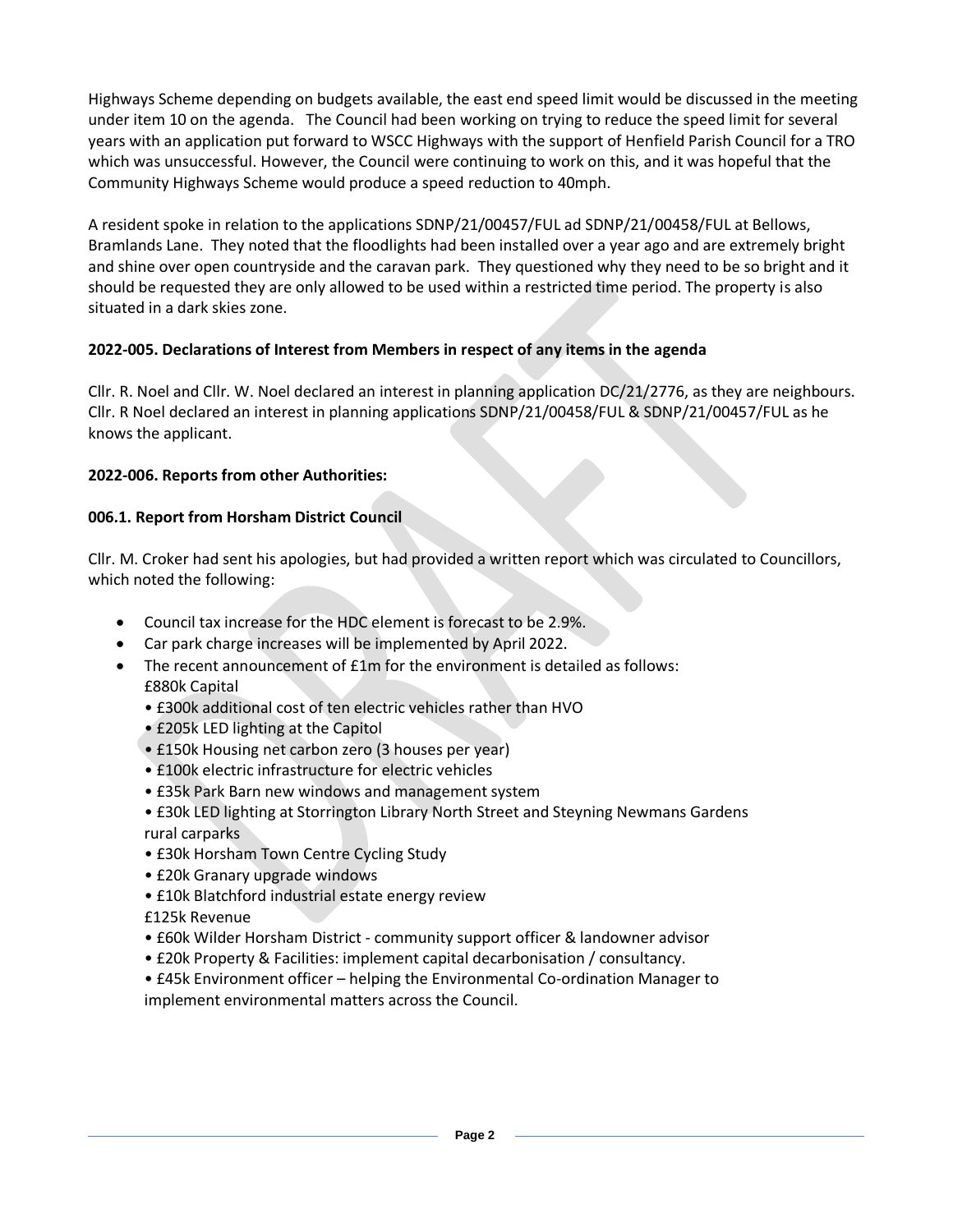Highways Scheme depending on budgets available, the east end speed limit would be discussed in the meeting under item 10 on the agenda. The Council had been working on trying to reduce the speed limit for several years with an application put forward to WSCC Highways with the support of Henfield Parish Council for a TRO which was unsuccessful. However, the Council were continuing to work on this, and it was hopeful that the Community Highways Scheme would produce a speed reduction to 40mph.

A resident spoke in relation to the applications SDNP/21/00457/FUL ad SDNP/21/00458/FUL at Bellows, Bramlands Lane. They noted that the floodlights had been installed over a year ago and are extremely bright and shine over open countryside and the caravan park. They questioned why they need to be so bright and it should be requested they are only allowed to be used within a restricted time period. The property is also situated in a dark skies zone.

**2022-005. Declarations of Interest from Members in respect of any items in the agenda**

Cllr. R. Noel and Cllr. W. Noel declared an interest in planning application DC/21/2776, as they are neighbours. Cllr. R Noel declared an interest in planning applications SDNP/21/00458/FUL & SDNP/21/00457/FUL as he knows the applicant.

**2022-006. Reports from other Authorities:**

**006.1. Report from Horsham District Council**

Cllr. M. Croker had sent his apologies, but had provided a written report which was circulated to Councillors, which noted the following:

- Council tax increase for the HDC element is forecast to be 2.9%.
- Car park charge increases will be implemented by April 2022.
- The recent announcement of £1m for the environment is detailed as follows:
  £880k Capital
  • £300k additional cost of ten electric vehicles rather than HVO
  • £205k LED lighting at the Capitol
  • £150k Housing net carbon zero (3 houses per year)
  • £100k electric infrastructure for electric vehicles
  • £35k Park Barn new windows and management system
  • £30k LED lighting at Storrington Library North Street and Steyning Newmans Gardens rural carparks
  • £30k Horsham Town Centre Cycling Study
  • £20k Granary upgrade windows
  • £10k Blatchford industrial estate energy review
  £125k Revenue
  • £60k Wilder Horsham District - community support officer & landowner advisor
  • £20k Property & Facilities: implement capital decarbonisation / consultancy.
  • £45k Environment officer – helping the Environmental Co-ordination Manager to implement environmental matters across the Council.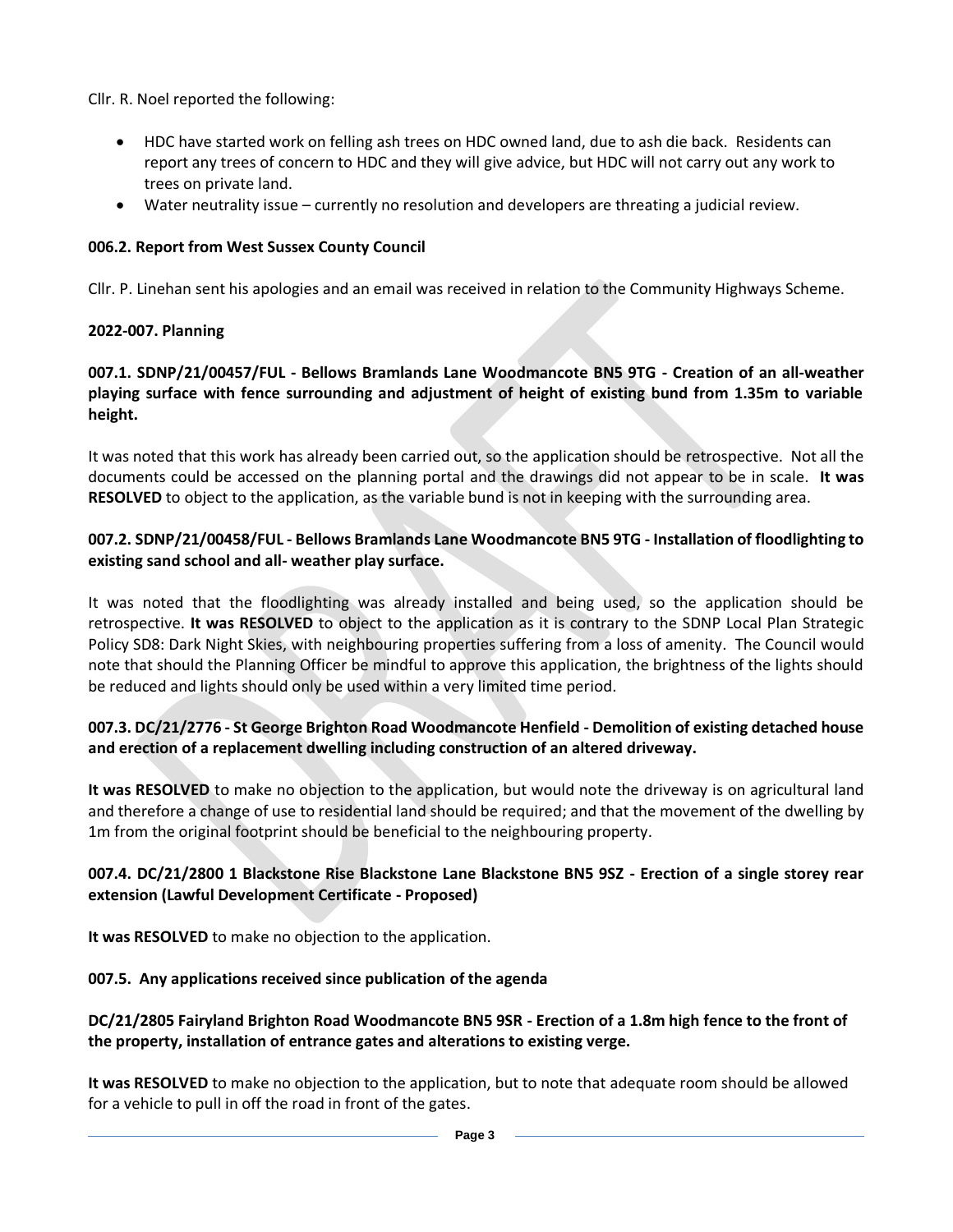Cllr. R. Noel reported the following:

- HDC have started work on felling ash trees on HDC owned land, due to ash die back. Residents can report any trees of concern to HDC and they will give advice, but HDC will not carry out any work to trees on private land.
- Water neutrality issue – currently no resolution and developers are threating a judicial review.

**006.2. Report from West Sussex County Council**

Cllr. P. Linehan sent his apologies and an email was received in relation to the Community Highways Scheme.

**2022-007. Planning**

**007.1. SDNP/21/00457/FUL - Bellows Bramlands Lane Woodmancote BN5 9TG - Creation of an all-weather playing surface with fence surrounding and adjustment of height of existing bund from 1.35m to variable height.**

It was noted that this work has already been carried out, so the application should be retrospective. Not all the documents could be accessed on the planning portal and the drawings did not appear to be in scale. **It was RESOLVED** to object to the application, as the variable bund is not in keeping with the surrounding area.

**007.2. SDNP/21/00458/FUL - Bellows Bramlands Lane Woodmancote BN5 9TG - Installation of floodlighting to existing sand school and all- weather play surface.**

It was noted that the floodlighting was already installed and being used, so the application should be retrospective. **It was RESOLVED** to object to the application as it is contrary to the SDNP Local Plan Strategic Policy SD8: Dark Night Skies, with neighbouring properties suffering from a loss of amenity. The Council would note that should the Planning Officer be mindful to approve this application, the brightness of the lights should be reduced and lights should only be used within a very limited time period.

**007.3. DC/21/2776 - St George Brighton Road Woodmancote Henfield - Demolition of existing detached house and erection of a replacement dwelling including construction of an altered driveway.**

**It was RESOLVED** to make no objection to the application, but would note the driveway is on agricultural land and therefore a change of use to residential land should be required; and that the movement of the dwelling by 1m from the original footprint should be beneficial to the neighbouring property.

**007.4. DC/21/2800 1 Blackstone Rise Blackstone Lane Blackstone BN5 9SZ - Erection of a single storey rear extension (Lawful Development Certificate - Proposed)**

**It was RESOLVED** to make no objection to the application.

**007.5. Any applications received since publication of the agenda**

**DC/21/2805 Fairyland Brighton Road Woodmancote BN5 9SR - Erection of a 1.8m high fence to the front of the property, installation of entrance gates and alterations to existing verge.**

**It was RESOLVED** to make no objection to the application, but to note that adequate room should be allowed for a vehicle to pull in off the road in front of the gates.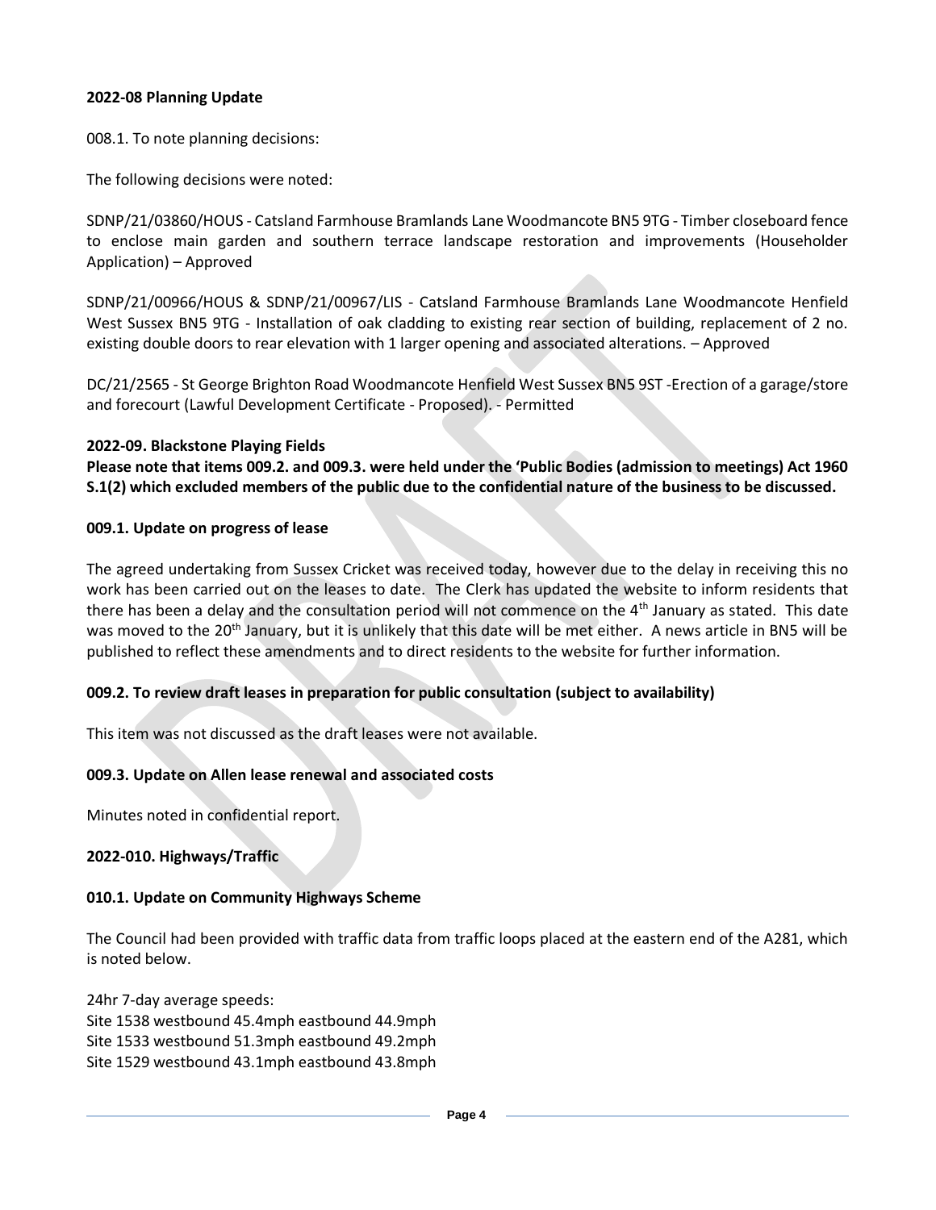**2022-08 Planning Update**

008.1. To note planning decisions:

The following decisions were noted:

SDNP/21/03860/HOUS - Catsland Farmhouse Bramlands Lane Woodmancote BN5 9TG - Timber closeboard fence to enclose main garden and southern terrace landscape restoration and improvements (Householder Application) – Approved

SDNP/21/00966/HOUS & SDNP/21/00967/LIS - Catsland Farmhouse Bramlands Lane Woodmancote Henfield West Sussex BN5 9TG - Installation of oak cladding to existing rear section of building, replacement of 2 no. existing double doors to rear elevation with 1 larger opening and associated alterations. – Approved

DC/21/2565 - St George Brighton Road Woodmancote Henfield West Sussex BN5 9ST -Erection of a garage/store and forecourt (Lawful Development Certificate - Proposed). - Permitted

**2022-09. Blackstone Playing Fields**

**Please note that items 009.2. and 009.3. were held under the 'Public Bodies (admission to meetings) Act 1960 S.1(2) which excluded members of the public due to the confidential nature of the business to be discussed.**

**009.1. Update on progress of lease**

The agreed undertaking from Sussex Cricket was received today, however due to the delay in receiving this no work has been carried out on the leases to date. The Clerk has updated the website to inform residents that there has been a delay and the consultation period will not commence on the 4th January as stated. This date was moved to the 20th January, but it is unlikely that this date will be met either. A news article in BN5 will be published to reflect these amendments and to direct residents to the website for further information.

**009.2. To review draft leases in preparation for public consultation (subject to availability)**

This item was not discussed as the draft leases were not available.

**009.3. Update on Allen lease renewal and associated costs**

Minutes noted in confidential report.

**2022-010. Highways/Traffic**

**010.1. Update on Community Highways Scheme**

The Council had been provided with traffic data from traffic loops placed at the eastern end of the A281, which is noted below.

24hr 7-day average speeds:
Site 1538 westbound 45.4mph eastbound 44.9mph
Site 1533 westbound 51.3mph eastbound 49.2mph
Site 1529 westbound 43.1mph eastbound 43.8mph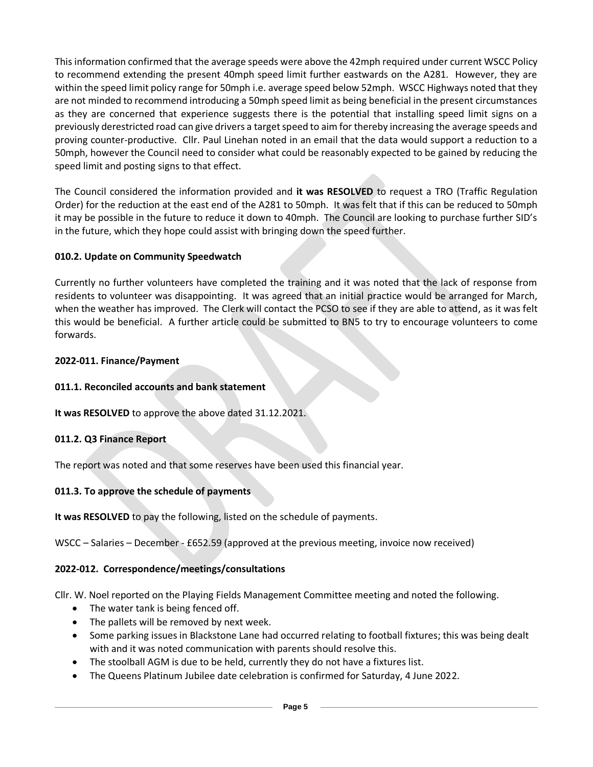This information confirmed that the average speeds were above the 42mph required under current WSCC Policy to recommend extending the present 40mph speed limit further eastwards on the A281. However, they are within the speed limit policy range for 50mph i.e. average speed below 52mph. WSCC Highways noted that they are not minded to recommend introducing a 50mph speed limit as being beneficial in the present circumstances as they are concerned that experience suggests there is the potential that installing speed limit signs on a previously derestricted road can give drivers a target speed to aim for thereby increasing the average speeds and proving counter-productive. Cllr. Paul Linehan noted in an email that the data would support a reduction to a 50mph, however the Council need to consider what could be reasonably expected to be gained by reducing the speed limit and posting signs to that effect.

The Council considered the information provided and **it was RESOLVED** to request a TRO (Traffic Regulation Order) for the reduction at the east end of the A281 to 50mph. It was felt that if this can be reduced to 50mph it may be possible in the future to reduce it down to 40mph. The Council are looking to purchase further SID's in the future, which they hope could assist with bringing down the speed further.

**010.2. Update on Community Speedwatch**

Currently no further volunteers have completed the training and it was noted that the lack of response from residents to volunteer was disappointing. It was agreed that an initial practice would be arranged for March, when the weather has improved. The Clerk will contact the PCSO to see if they are able to attend, as it was felt this would be beneficial. A further article could be submitted to BN5 to try to encourage volunteers to come forwards.

**2022-011. Finance/Payment**

**011.1. Reconciled accounts and bank statement**

**It was RESOLVED** to approve the above dated 31.12.2021.

**011.2. Q3 Finance Report**

The report was noted and that some reserves have been used this financial year.

**011.3. To approve the schedule of payments**

**It was RESOLVED** to pay the following, listed on the schedule of payments.

WSCC – Salaries – December - £652.59 (approved at the previous meeting, invoice now received)

**2022-012. Correspondence/meetings/consultations**

Cllr. W. Noel reported on the Playing Fields Management Committee meeting and noted the following.

- The water tank is being fenced off.
- The pallets will be removed by next week.
- Some parking issues in Blackstone Lane had occurred relating to football fixtures; this was being dealt with and it was noted communication with parents should resolve this.
- The stoolball AGM is due to be held, currently they do not have a fixtures list.
- The Queens Platinum Jubilee date celebration is confirmed for Saturday, 4 June 2022.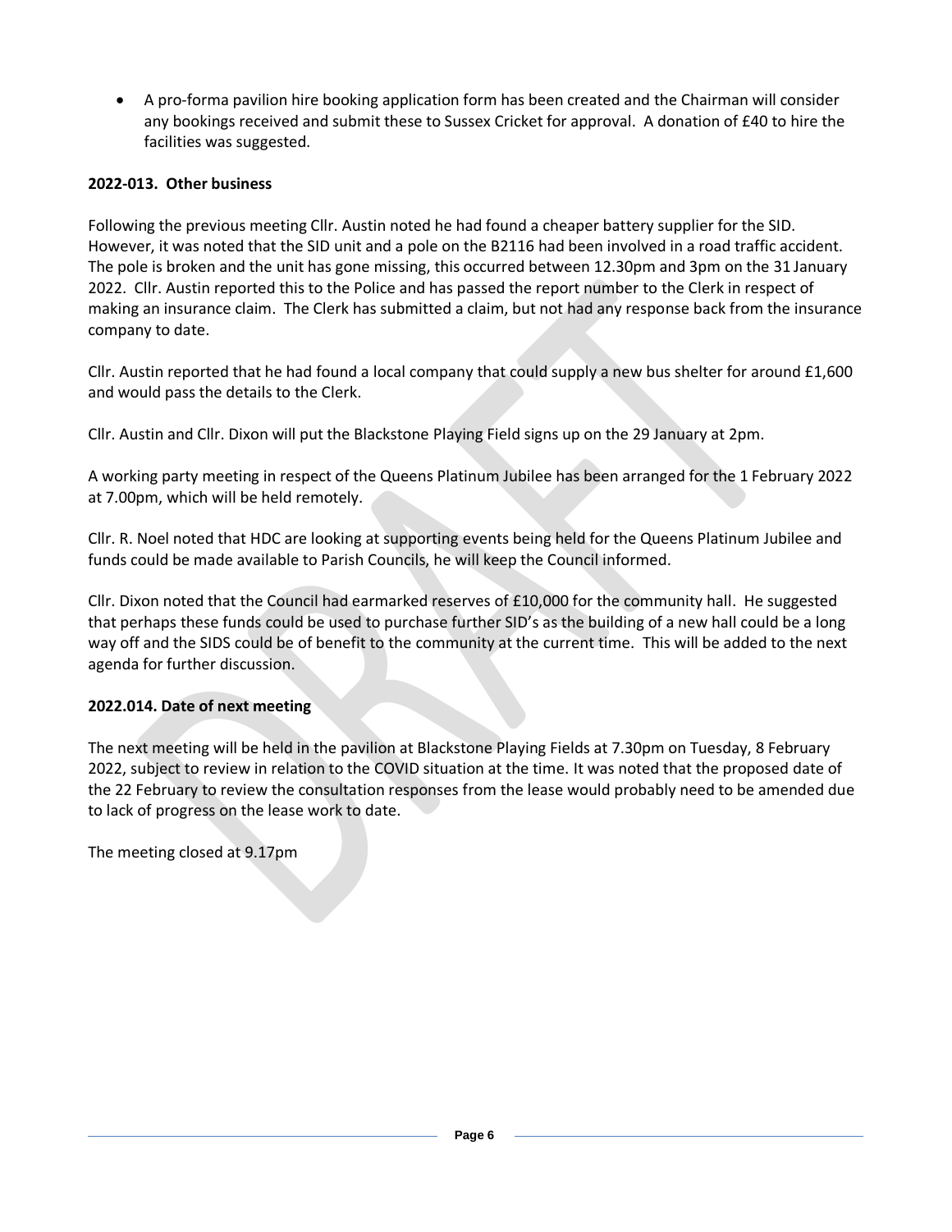- A pro-forma pavilion hire booking application form has been created and the Chairman will consider any bookings received and submit these to Sussex Cricket for approval. A donation of £40 to hire the facilities was suggested.

**2022-013. Other business**

Following the previous meeting Cllr. Austin noted he had found a cheaper battery supplier for the SID. However, it was noted that the SID unit and a pole on the B2116 had been involved in a road traffic accident. The pole is broken and the unit has gone missing, this occurred between 12.30pm and 3pm on the 31 January 2022. Cllr. Austin reported this to the Police and has passed the report number to the Clerk in respect of making an insurance claim. The Clerk has submitted a claim, but not had any response back from the insurance company to date.

Cllr. Austin reported that he had found a local company that could supply a new bus shelter for around £1,600 and would pass the details to the Clerk.

Cllr. Austin and Cllr. Dixon will put the Blackstone Playing Field signs up on the 29 January at 2pm.

A working party meeting in respect of the Queens Platinum Jubilee has been arranged for the 1 February 2022 at 7.00pm, which will be held remotely.

Cllr. R. Noel noted that HDC are looking at supporting events being held for the Queens Platinum Jubilee and funds could be made available to Parish Councils, he will keep the Council informed.

Cllr. Dixon noted that the Council had earmarked reserves of £10,000 for the community hall. He suggested that perhaps these funds could be used to purchase further SID's as the building of a new hall could be a long way off and the SIDS could be of benefit to the community at the current time. This will be added to the next agenda for further discussion.

**2022.014. Date of next meeting**

The next meeting will be held in the pavilion at Blackstone Playing Fields at 7.30pm on Tuesday, 8 February 2022, subject to review in relation to the COVID situation at the time. It was noted that the proposed date of the 22 February to review the consultation responses from the lease would probably need to be amended due to lack of progress on the lease work to date.

The meeting closed at 9.17pm